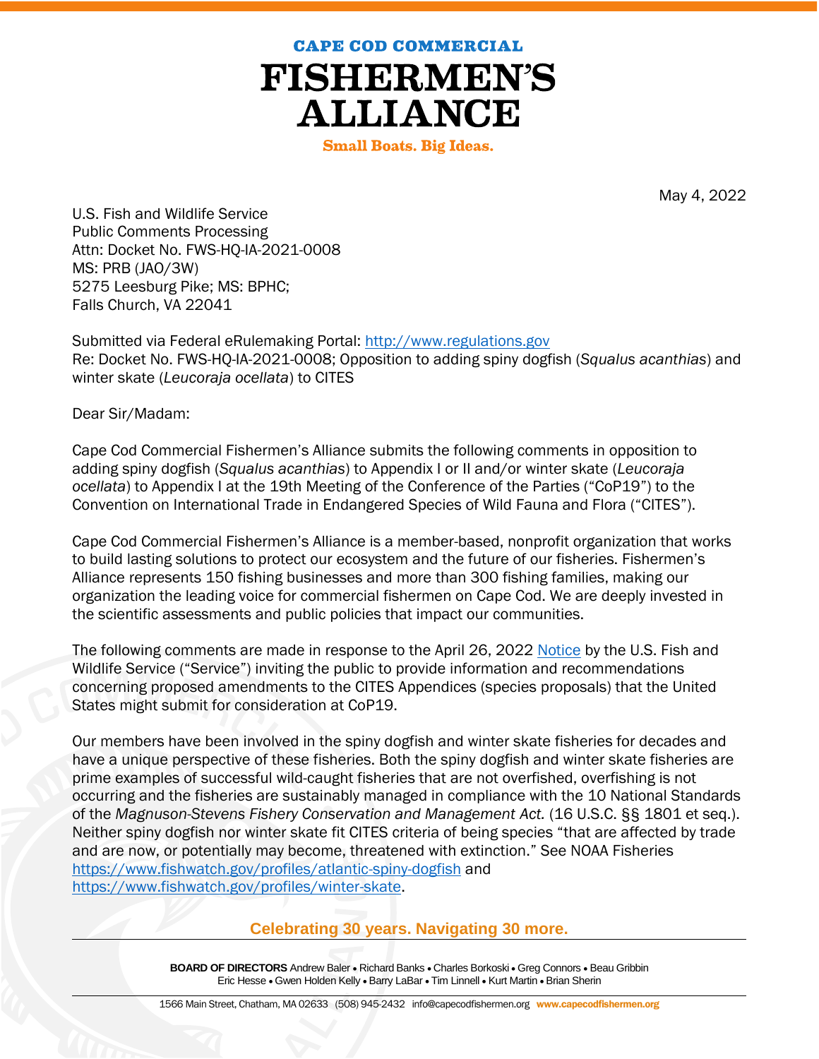# CAPE COD COMMERCIAL FISHERMEN'S ALLIANCE

**Small Boats. Big Ideas.**

May 4, 2022

U.S. Fish and Wildlife Service
Public Comments Processing
Attn: Docket No. FWS-HQ-IA-2021-0008
MS: PRB (JAO/3W)
5275 Leesburg Pike; MS: BPHC;
Falls Church, VA 22041

Submitted via Federal eRulemaking Portal: http://www.regulations.gov
Re: Docket No. FWS-HQ-IA-2021-0008; Opposition to adding spiny dogfish (*Squalus acanthias*) and winter skate (*Leucoraja ocellata*) to CITES

Dear Sir/Madam:

Cape Cod Commercial Fishermen's Alliance submits the following comments in opposition to adding spiny dogfish (*Squalus acanthias*) to Appendix I or II and/or winter skate (*Leucoraja ocellata*) to Appendix I at the 19th Meeting of the Conference of the Parties ("CoP19") to the Convention on International Trade in Endangered Species of Wild Fauna and Flora ("CITES").

Cape Cod Commercial Fishermen's Alliance is a member-based, nonprofit organization that works to build lasting solutions to protect our ecosystem and the future of our fisheries. Fishermen's Alliance represents 150 fishing businesses and more than 300 fishing families, making our organization the leading voice for commercial fishermen on Cape Cod. We are deeply invested in the scientific assessments and public policies that impact our communities.

The following comments are made in response to the April 26, 2022 Notice by the U.S. Fish and Wildlife Service ("Service") inviting the public to provide information and recommendations concerning proposed amendments to the CITES Appendices (species proposals) that the United States might submit for consideration at CoP19.

Our members have been involved in the spiny dogfish and winter skate fisheries for decades and have a unique perspective of these fisheries. Both the spiny dogfish and winter skate fisheries are prime examples of successful wild-caught fisheries that are not overfished, overfishing is not occurring and the fisheries are sustainably managed in compliance with the 10 National Standards of the *Magnuson-Stevens Fishery Conservation and Management Act.* (16 U.S.C. §§ 1801 et seq.). Neither spiny dogfish nor winter skate fit CITES criteria of being species "that are affected by trade and are now, or potentially may become, threatened with extinction." See NOAA Fisheries https://www.fishwatch.gov/profiles/atlantic-spiny-dogfish and https://www.fishwatch.gov/profiles/winter-skate.

**Celebrating 30 years. Navigating 30 more.**

**BOARD OF DIRECTORS** Andrew Baler • Richard Banks • Charles Borkoski • Greg Connors • Beau Gribbin
Eric Hesse • Gwen Holden Kelly • Barry LaBar • Tim Linnell • Kurt Martin • Brian Sherin

1566 Main Street, Chatham, MA 02633 (508) 945-2432 info@capecodfishermen.org www.capecodfishermen.org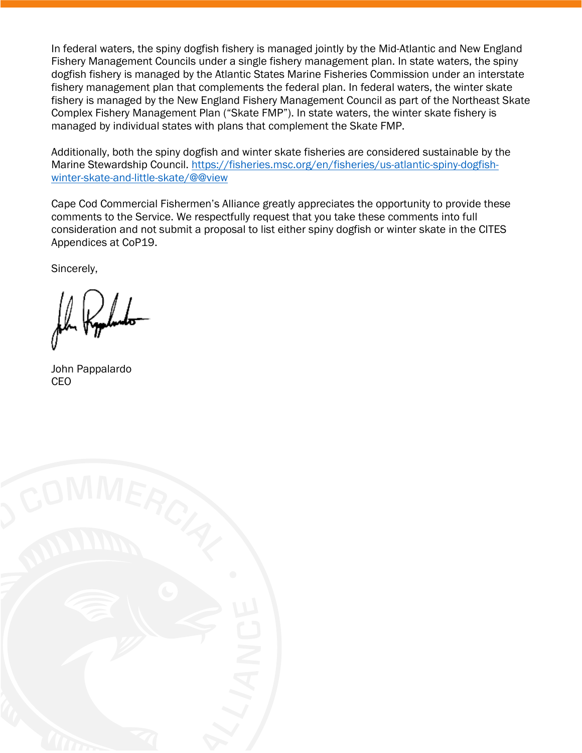In federal waters, the spiny dogfish fishery is managed jointly by the Mid-Atlantic and New England Fishery Management Councils under a single fishery management plan. In state waters, the spiny dogfish fishery is managed by the Atlantic States Marine Fisheries Commission under an interstate fishery management plan that complements the federal plan. In federal waters, the winter skate fishery is managed by the New England Fishery Management Council as part of the Northeast Skate Complex Fishery Management Plan ("Skate FMP"). In state waters, the winter skate fishery is managed by individual states with plans that complement the Skate FMP.

Additionally, both the spiny dogfish and winter skate fisheries are considered sustainable by the Marine Stewardship Council. [https://fisheries.msc.org/en/fisheries/us-atlantic-spiny-dogfish-winter-skate-and-little-skate/@@view](https://fisheries.msc.org/en/fisheries/us-atlantic-spiny-dogfish-winter-skate-and-little-skate/@@view)

Cape Cod Commercial Fishermen's Alliance greatly appreciates the opportunity to provide these comments to the Service. We respectfully request that you take these comments into full consideration and not submit a proposal to list either spiny dogfish or winter skate in the CITES Appendices at CoP19.

Sincerely,

John Pappalardo
CEO